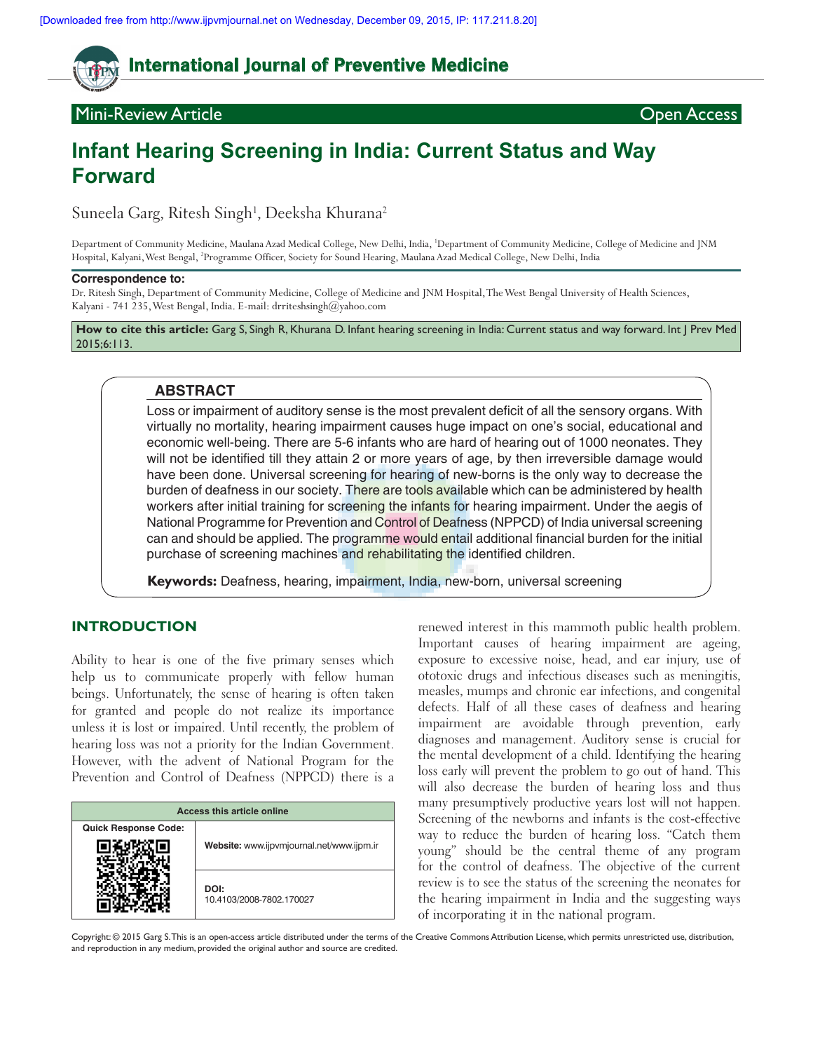Mini-Review Article — Open Access

# Infant Hearing Screening in India: Current Status and Way Forward

Suneela Garg, Ritesh Singh[1], Deeksha Khurana[2]

Department of Community Medicine, Maulana Azad Medical College, New Delhi, India, [1]Department of Community Medicine, College of Medicine and JNM Hospital, Kalyani, West Bengal, [2]Programme Officer, Society for Sound Hearing, Maulana Azad Medical College, New Delhi, India

**Correspondence to:**
Dr. Ritesh Singh, Department of Community Medicine, College of Medicine and JNM Hospital, The West Bengal University of Health Sciences, Kalyani - 741 235, West Bengal, India. E-mail: drriteshsingh@yahoo.com

**How to cite this article:** Garg S, Singh R, Khurana D. Infant hearing screening in India: Current status and way forward. Int J Prev Med 2015;6:113.

## ABSTRACT

Loss or impairment of auditory sense is the most prevalent deficit of all the sensory organs. With virtually no mortality, hearing impairment causes huge impact on one's social, educational and economic well-being. There are 5-6 infants who are hard of hearing out of 1000 neonates. They will not be identified till they attain 2 or more years of age, by then irreversible damage would have been done. Universal screening for hearing of new-borns is the only way to decrease the burden of deafness in our society. There are tools available which can be administered by health workers after initial training for screening the infants for hearing impairment. Under the aegis of National Programme for Prevention and Control of Deafness (NPPCD) of India universal screening can and should be applied. The programme would entail additional financial burden for the initial purchase of screening machines and rehabilitating the identified children.

**Keywords:** Deafness, hearing, impairment, India, new-born, universal screening

## INTRODUCTION

Ability to hear is one of the five primary senses which help us to communicate properly with fellow human beings. Unfortunately, the sense of hearing is often taken for granted and people do not realize its importance unless it is lost or impaired. Until recently, the problem of hearing loss was not a priority for the Indian Government. However, with the advent of National Program for the Prevention and Control of Deafness (NPPCD) there is a renewed interest in this mammoth public health problem. Important causes of hearing impairment are ageing, exposure to excessive noise, head, and ear injury, use of ototoxic drugs and infectious diseases such as meningitis, measles, mumps and chronic ear infections, and congenital defects. Half of all these cases of deafness and hearing impairment are avoidable through prevention, early diagnoses and management. Auditory sense is crucial for the mental development of a child. Identifying the hearing loss early will prevent the problem to go out of hand. This will also decrease the burden of hearing loss and thus many presumptively productive years lost will not happen. Screening of the newborns and infants is the cost-effective way to reduce the burden of hearing loss. "Catch them young" should be the central theme of any program for the control of deafness. The objective of the current review is to see the status of the screening the neonates for the hearing impairment in India and the suggesting ways of incorporating it in the national program.

| Access this article online | |
|---|---|
| Quick Response Code: | Website: www.ijpvmjournal.net/www.ijpm.ir |
| | DOI: 10.4103/2008-7802.170027 |

Copyright: © 2015 Garg S. This is an open-access article distributed under the terms of the Creative Commons Attribution License, which permits unrestricted use, distribution, and reproduction in any medium, provided the original author and source are credited.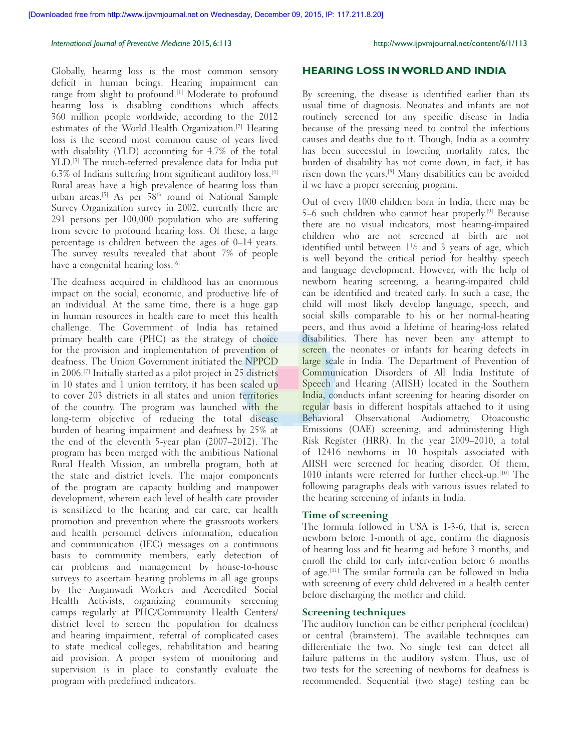Globally, hearing loss is the most common sensory deficit in human beings. Hearing impairment can range from slight to profound.[1] Moderate to profound hearing loss is disabling conditions which affects 360 million people worldwide, according to the 2012 estimates of the World Health Organization.[2] Hearing loss is the second most common cause of years lived with disability (YLD) accounting for 4.7% of the total YLD.[3] The much-referred prevalence data for India put 6.3% of Indians suffering from significant auditory loss.[4] Rural areas have a high prevalence of hearing loss than urban areas.[5] As per 58th round of National Sample Survey Organization survey in 2002, currently there are 291 persons per 100,000 population who are suffering from severe to profound hearing loss. Of these, a large percentage is children between the ages of 0–14 years. The survey results revealed that about 7% of people have a congenital hearing loss.[6]

The deafness acquired in childhood has an enormous impact on the social, economic, and productive life of an individual. At the same time, there is a huge gap in human resources in health care to meet this health challenge. The Government of India has retained primary health care (PHC) as the strategy of choice for the provision and implementation of prevention of deafness. The Union Government initiated the NPPCD in 2006.[7] Initially started as a pilot project in 25 districts in 10 states and 1 union territory, it has been scaled up to cover 203 districts in all states and union territories of the country. The program was launched with the long-term objective of reducing the total disease burden of hearing impairment and deafness by 25% at the end of the eleventh 5-year plan (2007–2012). The program has been merged with the ambitious National Rural Health Mission, an umbrella program, both at the state and district levels. The major components of the program are capacity building and manpower development, wherein each level of health care provider is sensitized to the hearing and ear care, ear health promotion and prevention where the grassroots workers and health personnel delivers information, education and communication (IEC) messages on a continuous basis to community members, early detection of ear problems and management by house-to-house surveys to ascertain hearing problems in all age groups by the Anganwadi Workers and Accredited Social Health Activists, organizing community screening camps regularly at PHC/Community Health Centers/ district level to screen the population for deafness and hearing impairment, referral of complicated cases to state medical colleges, rehabilitation and hearing aid provision. A proper system of monitoring and supervision is in place to constantly evaluate the program with predefined indicators.

## HEARING LOSS IN WORLD AND INDIA

By screening, the disease is identified earlier than its usual time of diagnosis. Neonates and infants are not routinely screened for any specific disease in India because of the pressing need to control the infectious causes and deaths due to it. Though, India as a country has been successful in lowering mortality rates, the burden of disability has not come down, in fact, it has risen down the years.[8] Many disabilities can be avoided if we have a proper screening program.

Out of every 1000 children born in India, there may be 5–6 such children who cannot hear properly.[9] Because there are no visual indicators, most hearing-impaired children who are not screened at birth are not identified until between 1½ and 3 years of age, which is well beyond the critical period for healthy speech and language development. However, with the help of newborn hearing screening, a hearing-impaired child can be identified and treated early. In such a case, the child will most likely develop language, speech, and social skills comparable to his or her normal-hearing peers, and thus avoid a lifetime of hearing-loss related disabilities. There has never been any attempt to screen the neonates or infants for hearing defects in large scale in India. The Department of Prevention of Communication Disorders of All India Institute of Speech and Hearing (AIISH) located in the Southern India, conducts infant screening for hearing disorder on regular basis in different hospitals attached to it using Behavioral Observational Audiometry, Otoacoustic Emissions (OAE) screening, and administering High Risk Register (HRR). In the year 2009–2010, a total of 12416 newborns in 10 hospitals associated with AIISH were screened for hearing disorder. Of them, 1010 infants were referred for further check-up.[10] The following paragraphs deals with various issues related to the hearing screening of infants in India.

### Time of screening

The formula followed in USA is 1-3-6, that is, screen newborn before 1-month of age, confirm the diagnosis of hearing loss and fit hearing aid before 3 months, and enroll the child for early intervention before 6 months of age.[11] The similar formula can be followed in India with screening of every child delivered in a health center before discharging the mother and child.

### Screening techniques

The auditory function can be either peripheral (cochlear) or central (brainstem). The available techniques can differentiate the two. No single test can detect all failure patterns in the auditory system. Thus, use of two tests for the screening of newborns for deafness is recommended. Sequential (two stage) testing can be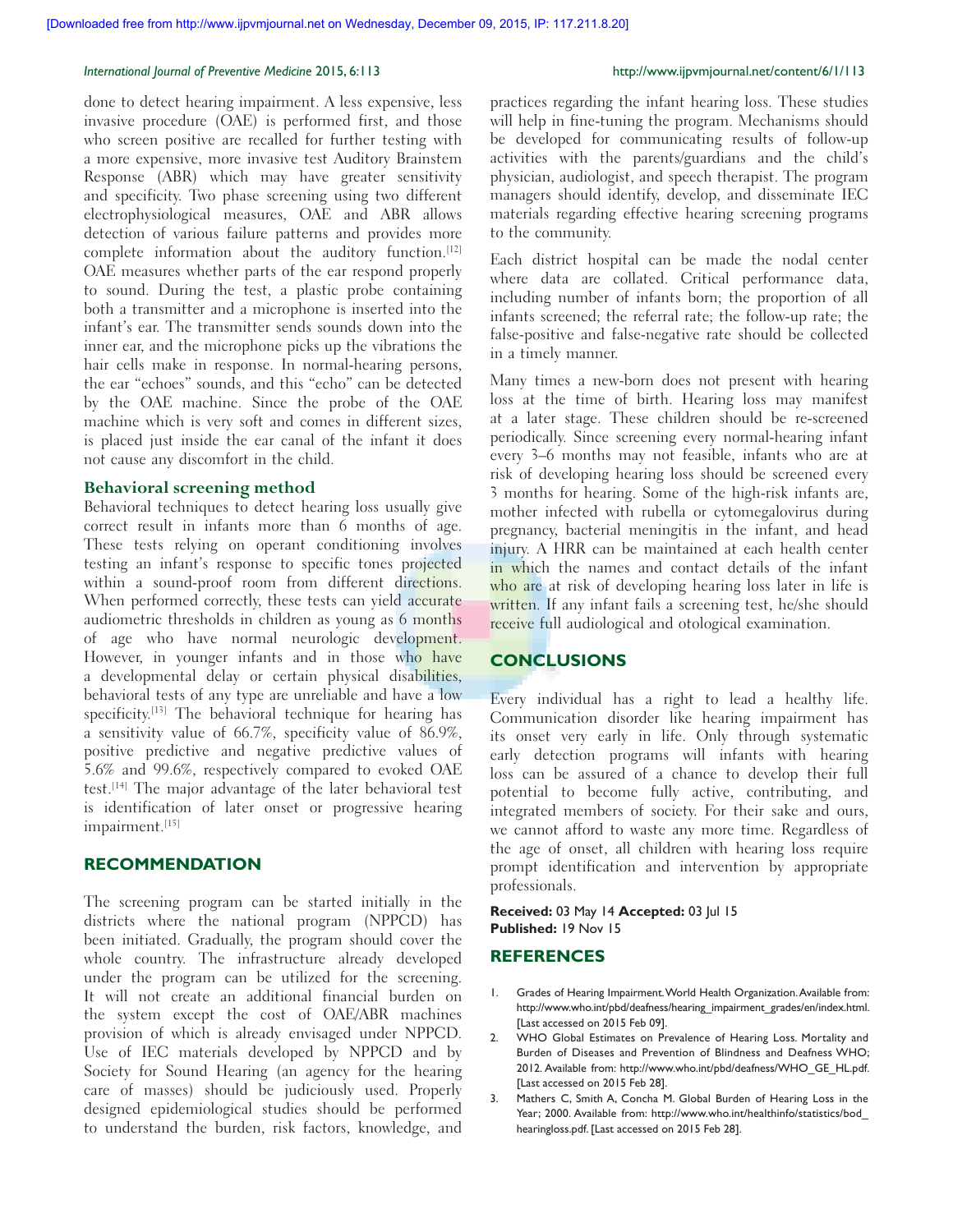done to detect hearing impairment. A less expensive, less invasive procedure (OAE) is performed first, and those who screen positive are recalled for further testing with a more expensive, more invasive test Auditory Brainstem Response (ABR) which may have greater sensitivity and specificity. Two phase screening using two different electrophysiological measures, OAE and ABR allows detection of various failure patterns and provides more complete information about the auditory function.[12] OAE measures whether parts of the ear respond properly to sound. During the test, a plastic probe containing both a transmitter and a microphone is inserted into the infant's ear. The transmitter sends sounds down into the inner ear, and the microphone picks up the vibrations the hair cells make in response. In normal-hearing persons, the ear "echoes" sounds, and this "echo" can be detected by the OAE machine. Since the probe of the OAE machine which is very soft and comes in different sizes, is placed just inside the ear canal of the infant it does not cause any discomfort in the child.

### Behavioral screening method

Behavioral techniques to detect hearing loss usually give correct result in infants more than 6 months of age. These tests relying on operant conditioning involves testing an infant's response to specific tones projected within a sound-proof room from different directions. When performed correctly, these tests can yield accurate audiometric thresholds in children as young as 6 months of age who have normal neurologic development. However, in younger infants and in those who have a developmental delay or certain physical disabilities, behavioral tests of any type are unreliable and have a low specificity.[13] The behavioral technique for hearing has a sensitivity value of 66.7%, specificity value of 86.9%, positive predictive and negative predictive values of 5.6% and 99.6%, respectively compared to evoked OAE test.[14] The major advantage of the later behavioral test is identification of later onset or progressive hearing impairment.[15]

## RECOMMENDATION

The screening program can be started initially in the districts where the national program (NPPCD) has been initiated. Gradually, the program should cover the whole country. The infrastructure already developed under the program can be utilized for the screening. It will not create an additional financial burden on the system except the cost of OAE/ABR machines provision of which is already envisaged under NPPCD. Use of IEC materials developed by NPPCD and by Society for Sound Hearing (an agency for the hearing care of masses) should be judiciously used. Properly designed epidemiological studies should be performed to understand the burden, risk factors, knowledge, and practices regarding the infant hearing loss. These studies will help in fine-tuning the program. Mechanisms should be developed for communicating results of follow-up activities with the parents/guardians and the child's physician, audiologist, and speech therapist. The program managers should identify, develop, and disseminate IEC materials regarding effective hearing screening programs to the community.

Each district hospital can be made the nodal center where data are collated. Critical performance data, including number of infants born; the proportion of all infants screened; the referral rate; the follow-up rate; the false-positive and false-negative rate should be collected in a timely manner.

Many times a new-born does not present with hearing loss at the time of birth. Hearing loss may manifest at a later stage. These children should be re-screened periodically. Since screening every normal-hearing infant every 3–6 months may not feasible, infants who are at risk of developing hearing loss should be screened every 3 months for hearing. Some of the high-risk infants are, mother infected with rubella or cytomegalovirus during pregnancy, bacterial meningitis in the infant, and head injury. A HRR can be maintained at each health center in which the names and contact details of the infant who are at risk of developing hearing loss later in life is written. If any infant fails a screening test, he/she should receive full audiological and otological examination.

## CONCLUSIONS

Every individual has a right to lead a healthy life. Communication disorder like hearing impairment has its onset very early in life. Only through systematic early detection programs will infants with hearing loss can be assured of a chance to develop their full potential to become fully active, contributing, and integrated members of society. For their sake and ours, we cannot afford to waste any more time. Regardless of the age of onset, all children with hearing loss require prompt identification and intervention by appropriate professionals.

**Received:** 03 May 14 **Accepted:** 03 Jul 15
**Published:** 19 Nov 15

## REFERENCES

1. Grades of Hearing Impairment. World Health Organization. Available from: http://www.who.int/pbd/deafness/hearing_impairment_grades/en/index.html. [Last accessed on 2015 Feb 09].
2. WHO Global Estimates on Prevalence of Hearing Loss. Mortality and Burden of Diseases and Prevention of Blindness and Deafness WHO; 2012. Available from: http://www.who.int/pbd/deafness/WHO_GE_HL.pdf. [Last accessed on 2015 Feb 28].
3. Mathers C, Smith A, Concha M. Global Burden of Hearing Loss in the Year; 2000. Available from: http://www.who.int/healthinfo/statistics/bod_hearingloss.pdf. [Last accessed on 2015 Feb 28].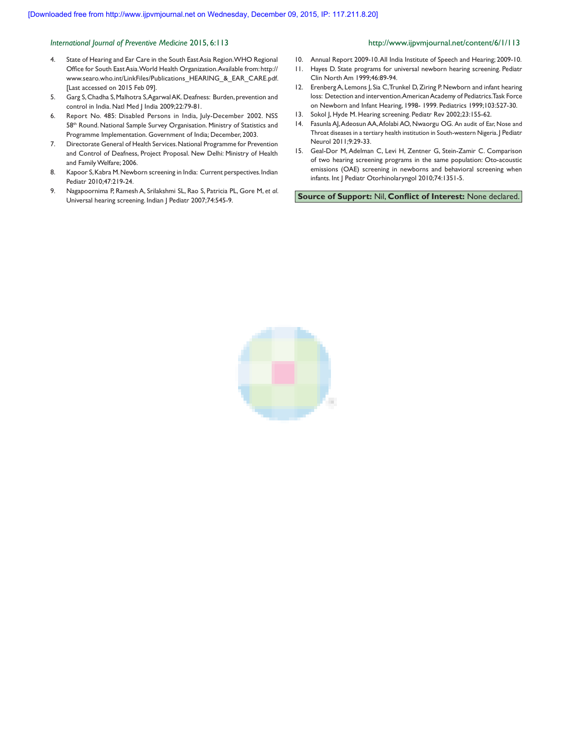4. State of Hearing and Ear Care in the South East Asia Region. WHO Regional Office for South East Asia. World Health Organization. Available from: http://www.searo.who.int/LinkFiles/Publications_HEARING_&_EAR_CARE.pdf. [Last accessed on 2015 Feb 09].
5. Garg S, Chadha S, Malhotra S, Agarwal AK. Deafness: Burden, prevention and control in India. Natl Med J India 2009;22:79-81.
6. Report No. 485: Disabled Persons in India, July-December 2002. NSS 58th Round. National Sample Survey Organisation. Ministry of Statistics and Programme Implementation. Government of India; December, 2003.
7. Directorate General of Health Services. National Programme for Prevention and Control of Deafness, Project Proposal. New Delhi: Ministry of Health and Family Welfare; 2006.
8. Kapoor S, Kabra M. Newborn screening in India: Current perspectives. Indian Pediatr 2010;47:219-24.
9. Nagapoornima P, Ramesh A, Srilakshmi SL, Rao S, Patricia PL, Gore M, *et al.* Universal hearing screening. Indian J Pediatr 2007;74:545-9.
10. Annual Report 2009-10. All India Institute of Speech and Hearing; 2009-10.
11. Hayes D. State programs for universal newborn hearing screening. Pediatr Clin North Am 1999;46:89-94.
12. Erenberg A, Lemons J, Sia C, Trunkel D, Ziring P. Newborn and infant hearing loss: Detection and intervention. American Academy of Pediatrics. Task Force on Newborn and Infant Hearing, 1998- 1999. Pediatrics 1999;103:527-30.
13. Sokol J, Hyde M. Hearing screening. Pediatr Rev 2002;23:155-62.
14. Fasunla AJ, Adeosun AA, Afolabi AO, Nwaorgu OG. An audit of Ear, Nose and Throat diseases in a tertiary health institution in South-western Nigeria. J Pediatr Neurol 2011;9:29-33.
15. Geal-Dor M, Adelman C, Levi H, Zentner G, Stein-Zamir C. Comparison of two hearing screening programs in the same population: Oto-acoustic emissions (OAE) screening in newborns and behavioral screening when infants. Int J Pediatr Otorhinolaryngol 2010;74:1351-5.

**Source of Support:** Nil, **Conflict of Interest:** None declared.